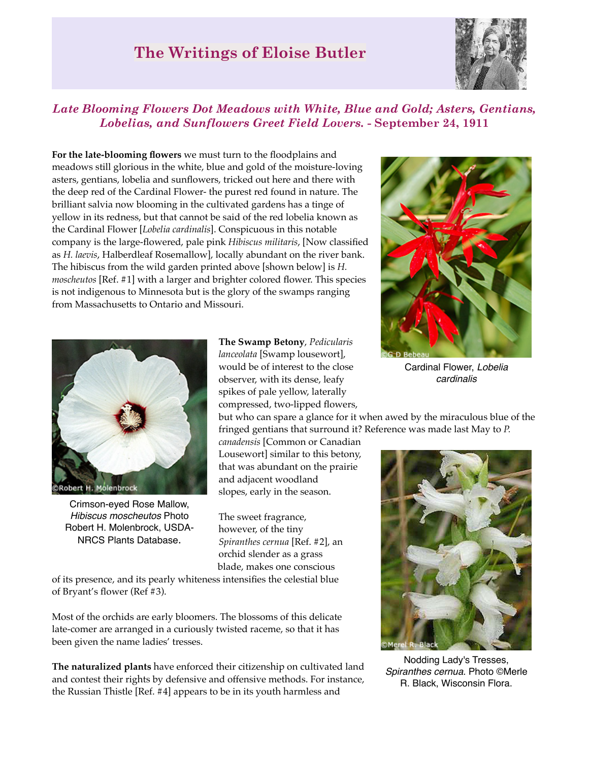# The Writings of Eloise Butler

## *Late Blooming Flowers Dot Meadows with White, Blue and Gold; Asters, Gentians, Lobelias, and Sunflowers Greet Field Lovers.* - September 24, 1911

**For the late-blooming flowers** we must turn to the floodplains and meadows still glorious in the white, blue and gold of the moisture-loving asters, gentians, lobelia and sunflowers, tricked out here and there with the deep red of the Cardinal Flower- the purest red found in nature. The brilliant salvia now blooming in the cultivated gardens has a tinge of yellow in its redness, but that cannot be said of the red lobelia known as the Cardinal Flower [*Lobelia cardinalis*]. Conspicuous in this notable company is the large-flowered, pale pink *Hibiscus militaris*, [Now classified as *H. laevis*, Halberdleaf Rosemallow], locally abundant on the river bank. The hibiscus from the wild garden printed above [shown below] is *H. moscheutos* [Ref. #1] with a larger and brighter colored flower. This species is not indigenous to Minnesota but is the glory of the swamps ranging from Massachusetts to Ontario and Missouri.

Cardinal Flower, *Lobelia cardinalis*

**The Swamp Betony**, *Pedicularis lanceolata* [Swamp lousewort], would be of interest to the close observer, with its dense, leafy spikes of pale yellow, laterally compressed, two-lipped flowers, but who can spare a glance for it when awed by the miraculous blue of the fringed gentians that surround it? Reference was made last May to *P. canadensis* [Common or Canadian Lousewort] similar to this betony, that was abundant on the prairie and adjacent woodland slopes, early in the season.

Crimson-eyed Rose Mallow, *Hibiscus moscheutos* Photo Robert H. Molenbrock, USDA-NRCS Plants Database.

The sweet fragrance, however, of the tiny *Spiranthes cernua* [Ref. #2], an orchid slender as a grass blade, makes one conscious of its presence, and its pearly whiteness intensifies the celestial blue of Bryant's flower (Ref #3).

Most of the orchids are early bloomers. The blossoms of this delicate late-comer are arranged in a curiously twisted raceme, so that it has been given the name ladies' tresses.

Nodding Lady's Tresses, *Spiranthes cernua*. Photo ©Merle R. Black, Wisconsin Flora.

**The naturalized plants** have enforced their citizenship on cultivated land and contest their rights by defensive and offensive methods. For instance, the Russian Thistle [Ref. #4] appears to be in its youth harmless and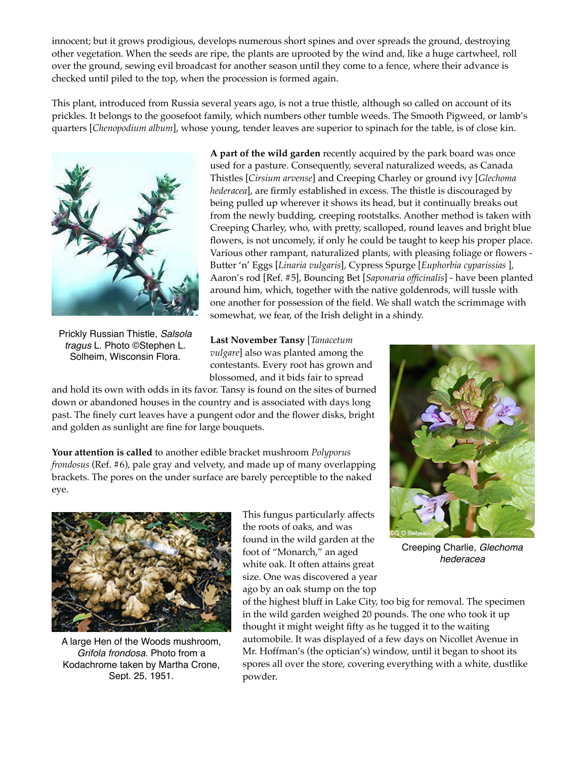innocent; but it grows prodigious, develops numerous short spines and over spreads the ground, destroying other vegetation. When the seeds are ripe, the plants are uprooted by the wind and, like a huge cartwheel, roll over the ground, sewing evil broadcast for another season until they come to a fence, where their advance is checked until piled to the top, when the procession is formed again.

This plant, introduced from Russia several years ago, is not a true thistle, although so called on account of its prickles. It belongs to the goosefoot family, which numbers other tumble weeds. The Smooth Pigweed, or lamb's quarters [*Chenopodium album*], whose young, tender leaves are superior to spinach for the table, is of close kin.

Prickly Russian Thistle, *Salsola tragus* L. Photo ©Stephen L. Solheim, Wisconsin Flora.

**A part of the wild garden** recently acquired by the park board was once used for a pasture. Consequently, several naturalized weeds, as Canada Thistles [*Cirsium arvense*] and Creeping Charley or ground ivy [*Glechoma hederacea*], are firmly established in excess. The thistle is discouraged by being pulled up wherever it shows its head, but it continually breaks out from the newly budding, creeping rootstalks. Another method is taken with Creeping Charley, who, with pretty, scalloped, round leaves and bright blue flowers, is not uncomely, if only he could be taught to keep his proper place. Various other rampant, naturalized plants, with pleasing foliage or flowers - Butter 'n' Eggs [*Linaria vulgaris*], Cypress Spurge [*Euphorbia cyparissias* ], Aaron's rod [Ref. #5], Bouncing Bet [*Saponaria officinalis*] - have been planted around him, which, together with the native goldenrods, will tussle with one another for possession of the field. We shall watch the scrimmage with somewhat, we fear, of the Irish delight in a shindy.

**Last November Tansy** [*Tanacetum vulgare*] also was planted among the contestants. Every root has grown and blossomed, and it bids fair to spread and hold its own with odds in its favor. Tansy is found on the sites of burned down or abandoned houses in the country and is associated with days long past. The finely curt leaves have a pungent odor and the flower disks, bright and golden as sunlight are fine for large bouquets.

Creeping Charlie, *Glechoma hederacea*

**Your attention is called** to another edible bracket mushroom *Polyporus frondosus* (Ref. #6), pale gray and velvety, and made up of many overlapping brackets. The pores on the under surface are barely perceptible to the naked eye.

This fungus particularly affects the roots of oaks, and was found in the wild garden at the foot of "Monarch," an aged white oak. It often attains great size. One was discovered a year ago by an oak stump on the top of the highest bluff in Lake City, too big for removal. The specimen in the wild garden weighed 20 pounds. The one who took it up thought it might weight fifty as he tugged it to the waiting automobile. It was displayed of a few days on Nicollet Avenue in Mr. Hoffman's (the optician's) window, until it began to shoot its spores all over the store, covering everything with a white, dustlike powder.

A large Hen of the Woods mushroom, *Grifola frondosa*. Photo from a Kodachrome taken by Martha Crone, Sept. 25, 1951.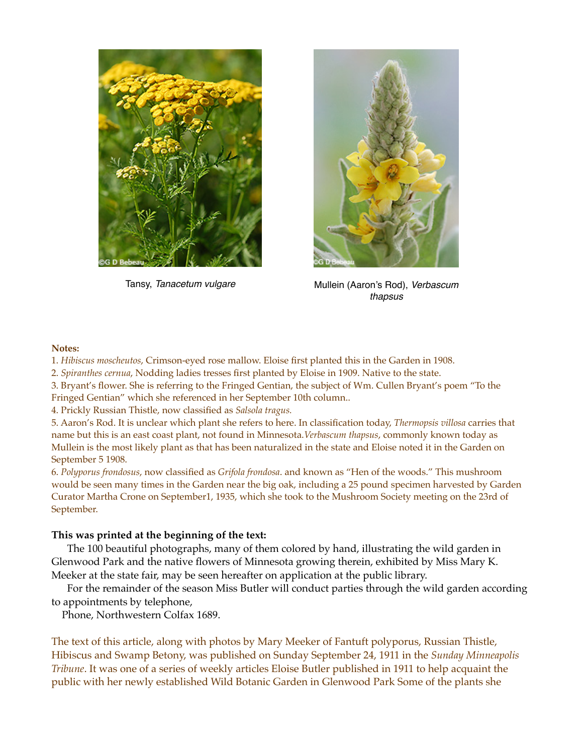Tansy, *Tanacetum vulgare*

Mullein (Aaron's Rod), *Verbascum thapsus*

**Notes:**

1. *Hibiscus moscheutos*, Crimson-eyed rose mallow. Eloise first planted this in the Garden in 1908.
2. *Spiranthes cernua*, Nodding ladies tresses first planted by Eloise in 1909. Native to the state.
3. Bryant's flower. She is referring to the Fringed Gentian, the subject of Wm. Cullen Bryant's poem "To the Fringed Gentian" which she referenced in her September 10th column..
4. Prickly Russian Thistle, now classified as *Salsola tragus.*
5. Aaron's Rod. It is unclear which plant she refers to here. In classification today, *Thermopsis villosa* carries that name but this is an east coast plant, not found in Minnesota.*Verbascum thapsus*, commonly known today as Mullein is the most likely plant as that has been naturalized in the state and Eloise noted it in the Garden on September 5 1908.
6. *Polyporus frondosus*, now classified as *Grifola frondosa*. and known as "Hen of the woods." This mushroom would be seen many times in the Garden near the big oak, including a 25 pound specimen harvested by Garden Curator Martha Crone on September1, 1935, which she took to the Mushroom Society meeting on the 23rd of September.

**This was printed at the beginning of the text:**

The 100 beautiful photographs, many of them colored by hand, illustrating the wild garden in Glenwood Park and the native flowers of Minnesota growing therein, exhibited by Miss Mary K. Meeker at the state fair, may be seen hereafter on application at the public library.

For the remainder of the season Miss Butler will conduct parties through the wild garden according to appointments by telephone,

Phone, Northwestern Colfax 1689.

The text of this article, along with photos by Mary Meeker of Fantuft polyporus, Russian Thistle, Hibiscus and Swamp Betony, was published on Sunday September 24, 1911 in the *Sunday Minneapolis Tribune*. It was one of a series of weekly articles Eloise Butler published in 1911 to help acquaint the public with her newly established Wild Botanic Garden in Glenwood Park Some of the plants she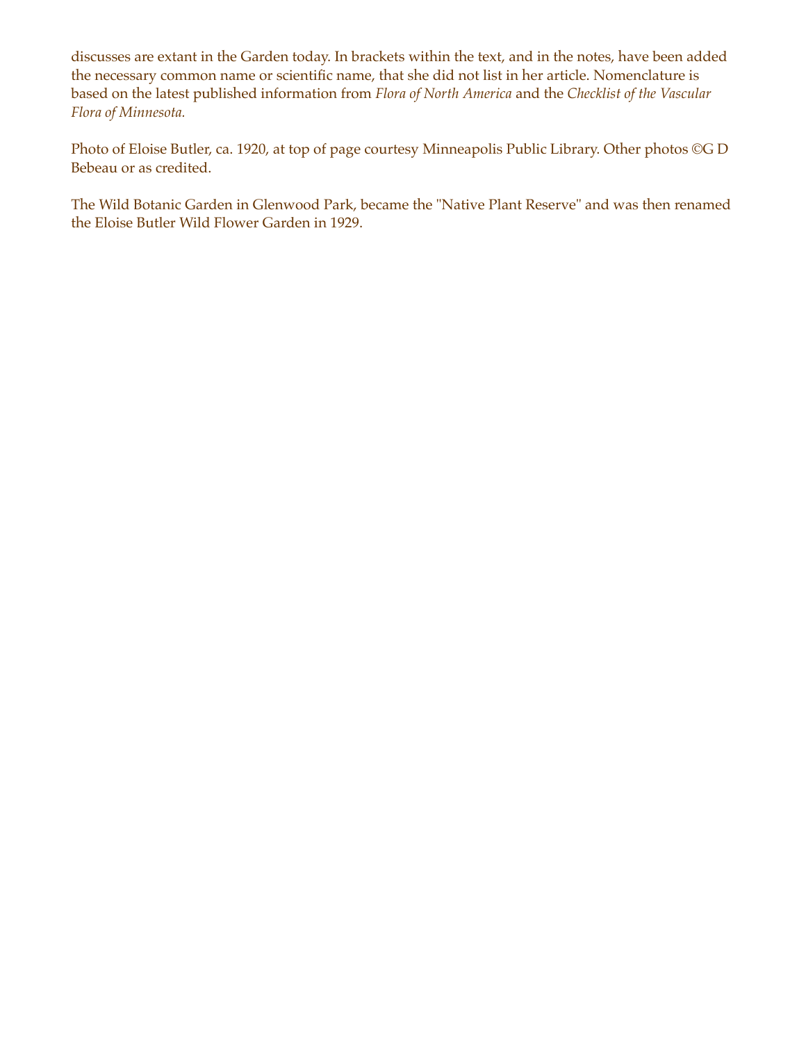discusses are extant in the Garden today. In brackets within the text, and in the notes, have been added the necessary common name or scientific name, that she did not list in her article. Nomenclature is based on the latest published information from *Flora of North America* and the *Checklist of the Vascular Flora of Minnesota.*

Photo of Eloise Butler, ca. 1920, at top of page courtesy Minneapolis Public Library. Other photos ©G D Bebeau or as credited.

The Wild Botanic Garden in Glenwood Park, became the "Native Plant Reserve" and was then renamed the Eloise Butler Wild Flower Garden in 1929.